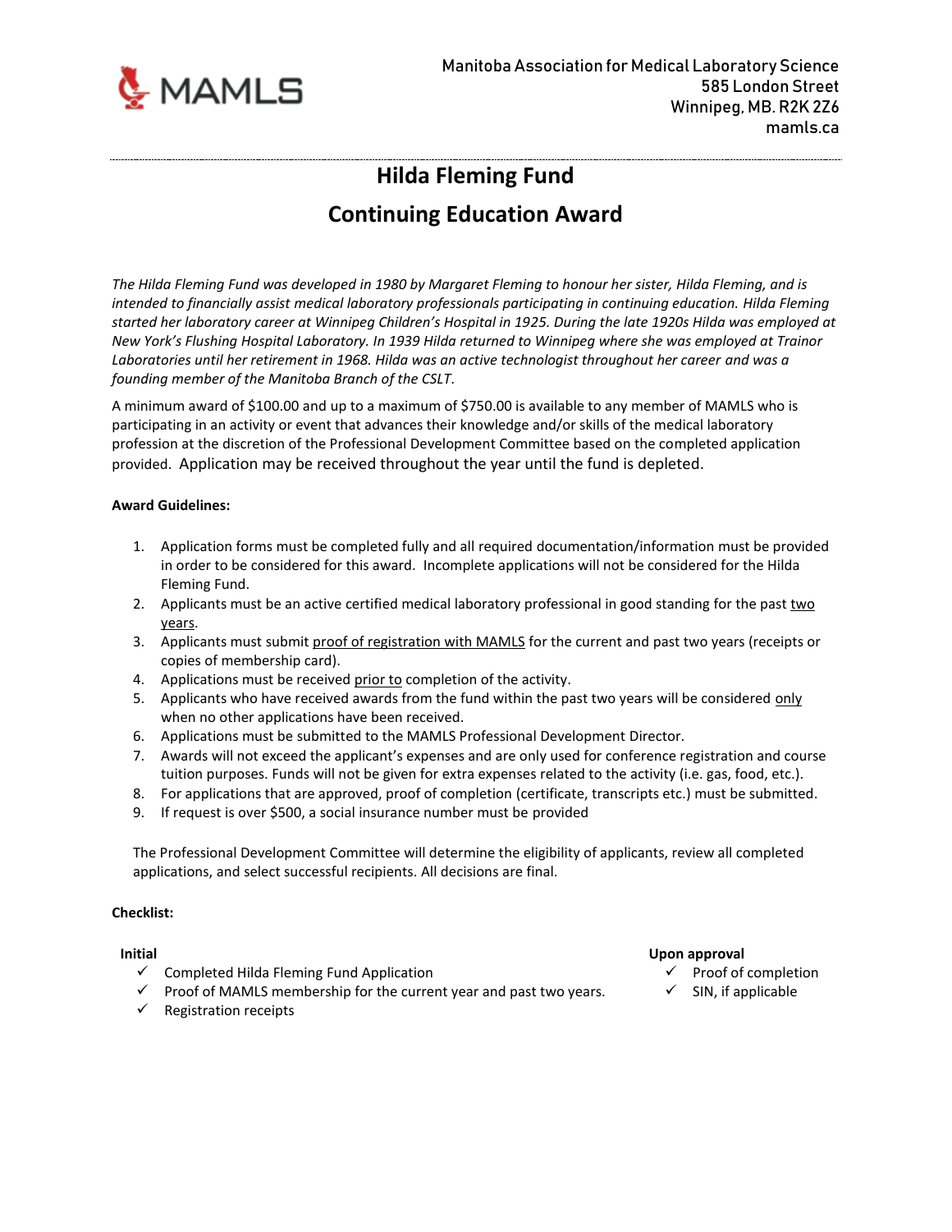MAMLS

Manitoba Association for Medical Laboratory Science
585 London Street
Winnipeg, MB. R2K 2Z6
mamls.ca

# Hilda Fleming Fund

# Continuing Education Award

*The Hilda Fleming Fund was developed in 1980 by Margaret Fleming to honour her sister, Hilda Fleming, and is intended to financially assist medical laboratory professionals participating in continuing education. Hilda Fleming started her laboratory career at Winnipeg Children's Hospital in 1925. During the late 1920s Hilda was employed at New York's Flushing Hospital Laboratory. In 1939 Hilda returned to Winnipeg where she was employed at Trainor Laboratories until her retirement in 1968. Hilda was an active technologist throughout her career and was a founding member of the Manitoba Branch of the CSLT.*

A minimum award of $100.00 and up to a maximum of $750.00 is available to any member of MAMLS who is participating in an activity or event that advances their knowledge and/or skills of the medical laboratory profession at the discretion of the Professional Development Committee based on the completed application provided. Application may be received throughout the year until the fund is depleted.

**Award Guidelines:**

1. Application forms must be completed fully and all required documentation/information must be provided in order to be considered for this award. Incomplete applications will not be considered for the Hilda Fleming Fund.
2. Applicants must be an active certified medical laboratory professional in good standing for the past two years.
3. Applicants must submit proof of registration with MAMLS for the current and past two years (receipts or copies of membership card).
4. Applications must be received prior to completion of the activity.
5. Applicants who have received awards from the fund within the past two years will be considered only when no other applications have been received.
6. Applications must be submitted to the MAMLS Professional Development Director.
7. Awards will not exceed the applicant's expenses and are only used for conference registration and course tuition purposes. Funds will not be given for extra expenses related to the activity (i.e. gas, food, etc.).
8. For applications that are approved, proof of completion (certificate, transcripts etc.) must be submitted.
9. If request is over $500, a social insurance number must be provided

The Professional Development Committee will determine the eligibility of applicants, review all completed applications, and select successful recipients. All decisions are final.

**Checklist:**

**Initial**

- ✓ Completed Hilda Fleming Fund Application
- ✓ Proof of MAMLS membership for the current year and past two years.
- ✓ Registration receipts

**Upon approval**

- ✓ Proof of completion
- ✓ SIN, if applicable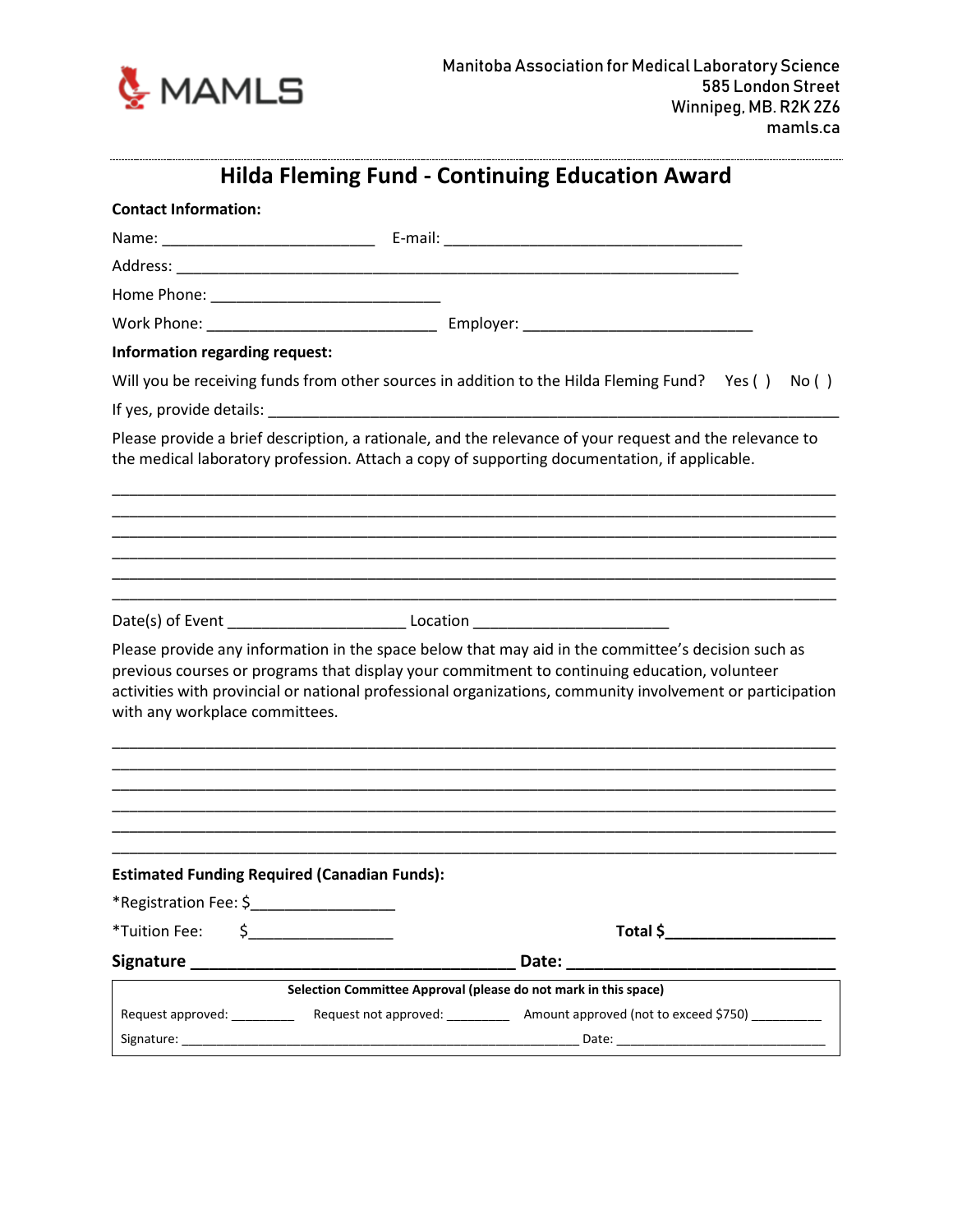MAMLS

Manitoba Association for Medical Laboratory Science
585 London Street
Winnipeg, MB. R2K 2Z6
mamls.ca

# Hilda Fleming Fund - Continuing Education Award

**Contact Information:**

Name: ________________________ E-mail: __________________________________

Address: _________________________________________________________________

Home Phone: __________________________

Work Phone: __________________________ Employer: __________________________

**Information regarding request:**

Will you be receiving funds from other sources in addition to the Hilda Fleming Fund? Yes ( ) No ( )

If yes, provide details: ________________________________________________________________

Please provide a brief description, a rationale, and the relevance of your request and the relevance to the medical laboratory profession. Attach a copy of supporting documentation, if applicable.

__________________________________________________________________________________
__________________________________________________________________________________
__________________________________________________________________________________
__________________________________________________________________________________
__________________________________________________________________________________
__________________________________________________________________________________

Date(s) of Event ____________________ Location ______________________

Please provide any information in the space below that may aid in the committee's decision such as previous courses or programs that display your commitment to continuing education, volunteer activities with provincial or national professional organizations, community involvement or participation with any workplace committees.

__________________________________________________________________________________
__________________________________________________________________________________
__________________________________________________________________________________
__________________________________________________________________________________
__________________________________________________________________________________
__________________________________________________________________________________

**Estimated Funding Required (Canadian Funds):**

*Registration Fee: $________________

*Tuition Fee: $________________

**Total $__________________**

**Signature __________________________________ Date: ______________________________**

| **Selection Committee Approval (please do not mark in this space)** | | |
|---|---|---|
| Request approved: ________ | Request not approved: ________ | Amount approved (not to exceed $750) __________ |
| Signature: _______________________________________ | | Date: ____________________________ |